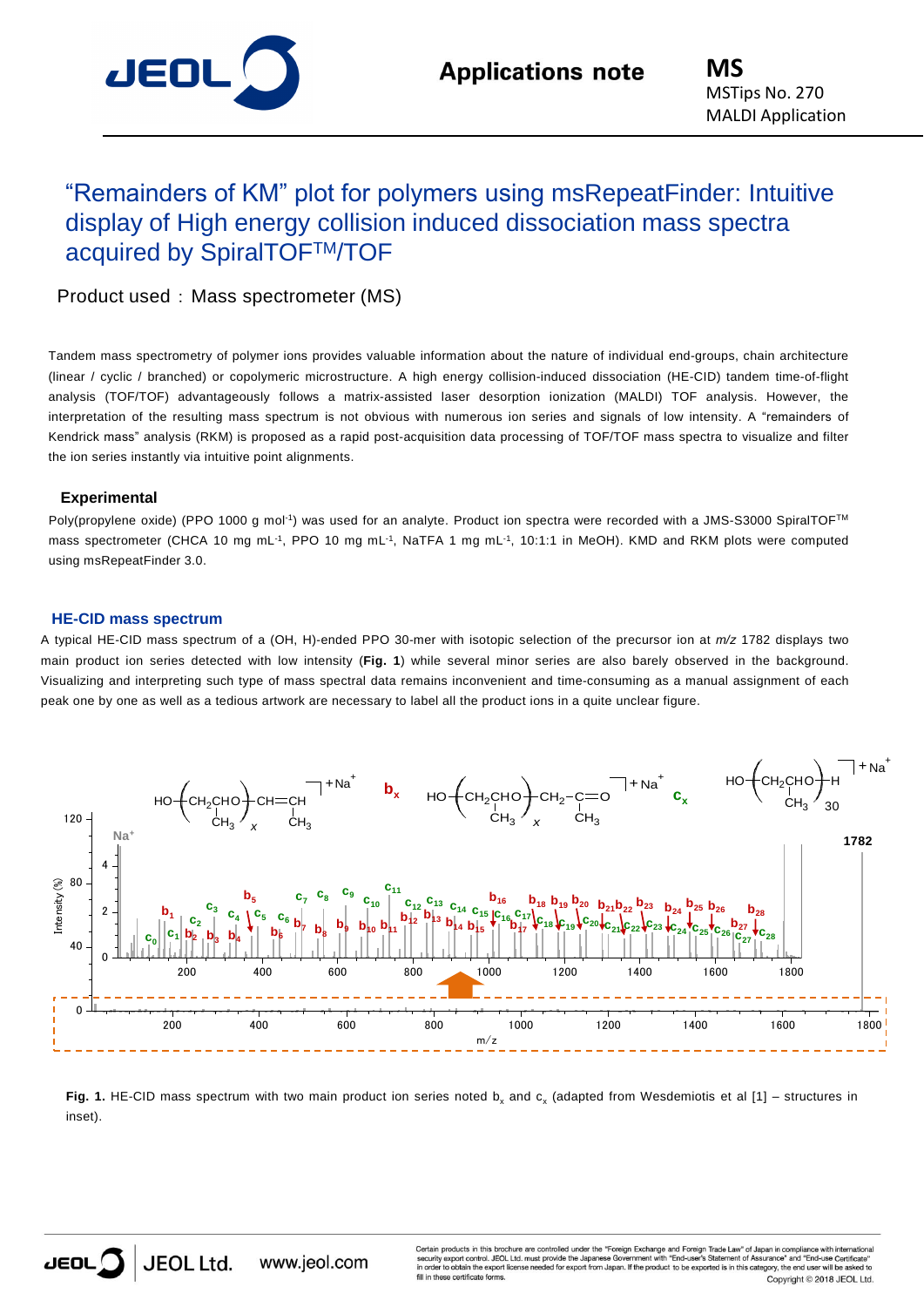# “Remainders of KM” plot for polymers using msRepeatFinder: Intuitive display of High energy collision induced dissociation mass spectra acquired by SpiralTOF™/TOF

Product used：Mass spectrometer (MS)

Tandem mass spectrometry of polymer ions provides valuable information about the nature of individual end-groups, chain architecture (linear / cyclic / branched) or copolymeric microstructure. A high energy collision-induced dissociation (HE-CID) tandem time-of-flight analysis (TOF/TOF) advantageously follows a matrix-assisted laser desorption ionization (MALDI) TOF analysis. However, the interpretation of the resulting mass spectrum is not obvious with numerous ion series and signals of low intensity. A “remainders of Kendrick mass” analysis (RKM) is proposed as a rapid post-acquisition data processing of TOF/TOF mass spectra to visualize and filter the ion series instantly via intuitive point alignments.

## Experimental

Poly(propylene oxide) (PPO 1000 g $mol^{-1}$) was used for an analyte. Product ion spectra were recorded with a JMS-S3000 SpiralTOF™ mass spectrometer (CHCA 10 mg $mL^{-1}$, PPO 10 mg $mL^{-1}$, NaTFA 1 mg $mL^{-1}$, 10:1:1 in MeOH). KMD and RKM plots were computed using msRepeatFinder 3.0.

## HE-CID mass spectrum

A typical HE-CID mass spectrum of a (OH, H)-ended PPO 30-mer with isotopic selection of the precursor ion at *m/z* 1782 displays two main product ion series detected with low intensity (**Fig. 1**) while several minor series are also barely observed in the background. Visualizing and interpreting such type of mass spectral data remains inconvenient and time-consuming as a manual assignment of each peak one by one as well as a tedious artwork are necessary to label all the product ions in a quite unclear figure.

**Fig. 1.** HE-CID mass spectrum with two main product ion series noted $b_x$ and $c_x$ (adapted from Wesdemiotis et al [1] – structures in inset).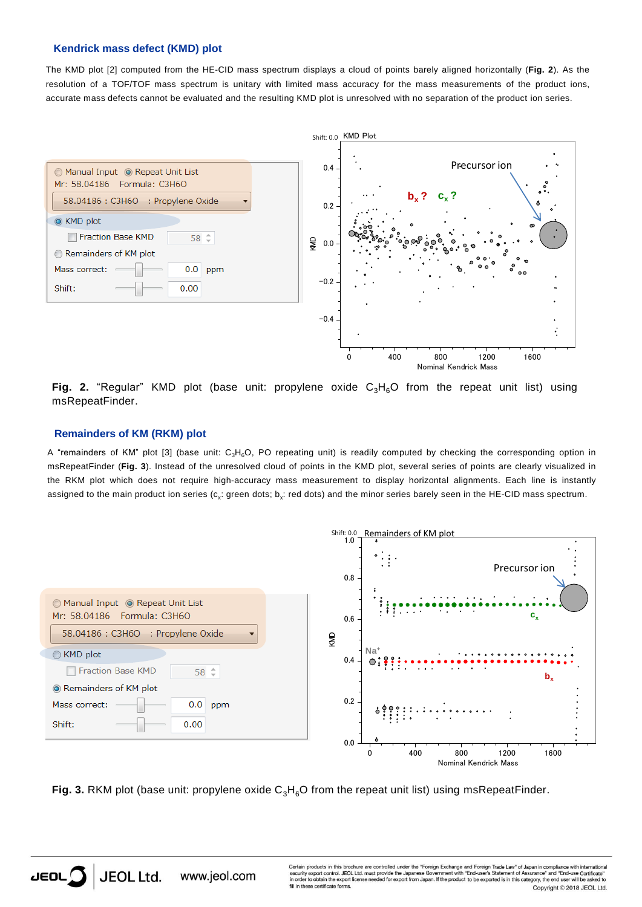## Kendrick mass defect (KMD) plot

The KMD plot [2] computed from the HE-CID mass spectrum displays a cloud of points barely aligned horizontally (**Fig. 2**). As the resolution of a TOF/TOF mass spectrum is unitary with limited mass accuracy for the mass measurements of the product ions, accurate mass defects cannot be evaluated and the resulting KMD plot is unresolved with no separation of the product ion series.

**Fig. 2.** "Regular" KMD plot (base unit: propylene oxide $C_3H_6O$ from the repeat unit list) using msRepeatFinder.

## Remainders of KM (RKM) plot

A "remainders of KM" plot [3] (base unit: $C_3H_6O$, PO repeating unit) is readily computed by checking the corresponding option in msRepeatFinder (**Fig. 3**). Instead of the unresolved cloud of points in the KMD plot, several series of points are clearly visualized in the RKM plot which does not require high-accuracy mass measurement to display horizontal alignments. Each line is instantly assigned to the main product ion series ($c_x$: green dots; $b_x$: red dots) and the minor series barely seen in the HE-CID mass spectrum.

**Fig. 3.** RKM plot (base unit: propylene oxide $C_3H_6O$ from the repeat unit list) using msRepeatFinder.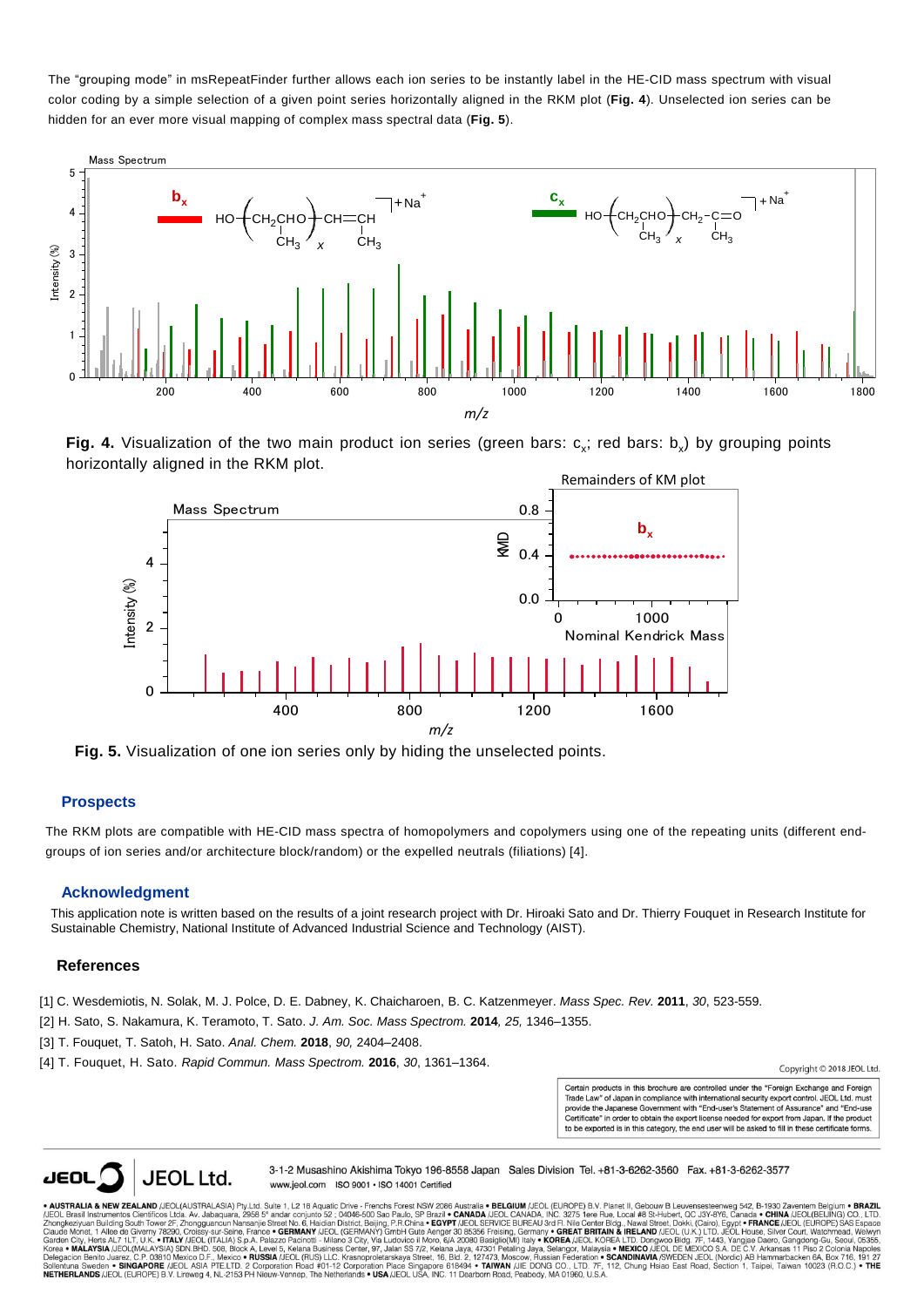The "grouping mode" in msRepeatFinder further allows each ion series to be instantly label in the HE-CID mass spectrum with visual color coding by a simple selection of a given point series horizontally aligned in the RKM plot (**Fig. 4**). Unselected ion series can be hidden for an ever more visual mapping of complex mass spectral data (**Fig. 5**).

Mass Spectrum

$b_x$ HO$-$(CH$_2$CHO(CH$_3$))$_x$$-$CH=CH(CH$_3$) $+Na^+$

$c_x$ HO$-$(CH$_2$CHO(CH$_3$))$_x$$-$CH$_2$$-$C(CH$_3$)=O $+Na^+$

Intensity (%)

$m/z$

**Fig. 4.** Visualization of the two main product ion series (green bars: $c_x$; red bars: $b_x$) by grouping points horizontally aligned in the RKM plot.

Mass Spectrum

Intensity (%)

$m/z$

Remainders of KM plot

KMD

$b_x$

Nominal Kendrick Mass

**Fig. 5.** Visualization of one ion series only by hiding the unselected points.

## Prospects

The RKM plots are compatible with HE-CID mass spectra of homopolymers and copolymers using one of the repeating units (different end-groups of ion series and/or architecture block/random) or the expelled neutrals (filiations) [4].

## Acknowledgment

This application note is written based on the results of a joint research project with Dr. Hiroaki Sato and Dr. Thierry Fouquet in Research Institute for Sustainable Chemistry, National Institute of Advanced Industrial Science and Technology (AIST).

## References

[1] C. Wesdemiotis, N. Solak, M. J. Polce, D. E. Dabney, K. Chaicharoen, B. C. Katzenmeyer. *Mass Spec. Rev.* **2011**, *30*, 523-559.

[2] H. Sato, S. Nakamura, K. Teramoto, T. Sato. *J. Am. Soc. Mass Spectrom.* **2014**, *25,* 1346–1355.

[3] T. Fouquet, T. Satoh, H. Sato. *Anal. Chem.* **2018**, *90,* 2404–2408.

[4] T. Fouquet, H. Sato. *Rapid Commun. Mass Spectrom.* **2016**, *30*, 1361–1364.

Copyright © 2018 JEOL Ltd.

Certain products in this brochure are controlled under the "Foreign Exchange and Foreign Trade Law" of Japan in compliance with international security export control. JEOL Ltd. must provide the Japanese Government with "End-user's Statement of Assurance" and "End-use Certificate" in order to obtain the export license needed for export from Japan. If the product to be exported is in this category, the end user will be asked to fill in these certificate forms.

JEOL Ltd.

3-1-2 Musashino Akishima Tokyo 196-8558 Japan Sales Division Tel. +81-3-6262-3560 Fax. +81-3-6262-3577

www.jeol.com ISO 9001 • ISO 14001 Certified

• **AUSTRALIA & NEW ZEALAND** /JEOL(AUSTRALASIA) Pty.Ltd. Suite 1, L2 18 Aquatic Drive - Frenchs Forest NSW 2086 Australia • **BELGIUM** /JEOL (EUROPE) B.V. Planet II, Gebouw B Leuvensesteenweg 542, B-1930 Zaventem Belgium • **BRAZIL** /JEOL Brasil Instrumentos Científicos Ltda. Av. Jabaquara, 2958 5° andar conjunto 52 ; 04046-500 Sao Paulo, SP Brazil • **CANADA** /JEOL CANADA, INC. 3275 1ere Rue, Local #8 St-Hubert, QC J3Y-8Y6, Canada • **CHINA** /JEOL(BEIJING) CO., LTD. Zhongkeziyuan Building South Tower 2F, Zhongguancun Nansanjie Street No. 6, Haidian District, Beijing, P.R.China • **EGYPT** /JEOL SERVICE BUREAU 3rd Fl. Nile Center Bldg., Nawal Street, Dokki, (Cairo), Egypt • **FRANCE** /JEOL (EUROPE) SAS Espace Claude Monet, 1 Allee de Giverny 78290, Croissy-sur-Seine, France • **GERMANY** /JEOL (GERMANY) GmbH Gute Aenger 30 85356 Freising, Germany • **GREAT BRITAIN & IRELAND** /JEOL (U.K.) LTD. JEOL House, Silver Court, Watchmead, Welwyn Garden City, Herts AL7 1LT, U.K. • **ITALY** /JEOL (ITALIA) S.p.A. Palazzo Pacinotti - Milano 3 City, Via Ludovico il Moro, 6/A 20080 Basiglio(MI) Italy • **KOREA** /JEOL KOREA LTD. Dongwoo Bldg. 7F, 1443, Yangjae Daero, Gangdong-Gu, Seoul, 05355, Korea • **MALAYSIA** /JEOL(MALAYSIA) SDN.BHD. 508, Block A, Level 5, Kelana Business Center, 97, Jalan SS 7/2, Kelana Jaya, 47301 Petaling Jaya, Selangor, Malaysia • **MEXICO** /JEOL DE MEXICO S.A. DE C.V. Arkansas 11 Piso 2 Colonia Napoles Delegacion Benito Juarez, C.P. 03810 Mexico D.F., Mexico • **RUSSIA** /JEOL (RUS) LLC. Krasnoproletarskaya Street, 16, Bld. 2, 127473, Moscow, Russian Federation • **SCANDINAVIA** /SWEDEN JEOL (Nordic) AB Hammarbacken 6A, Box 716, 191 27 Sollentuna Sweden • **SINGAPORE** /JEOL ASIA PTE.LTD. 2 Corporation Road #01-12 Corporation Place Singapore 618494 • **TAIWAN** /JIE DONG CO., LTD. 7F, 112, Chung Hsiao East Road, Section 1, Taipei, Taiwan 10023 (R.O.C.) • **THE NETHERLANDS** /JEOL (EUROPE) B.V. Lireweg 4, NL-2153 PH Nieuw-Vennep, The Netherlands • **USA** /JEOL USA, INC. 11 Dearborn Road, Peabody, MA 01960, U.S.A.